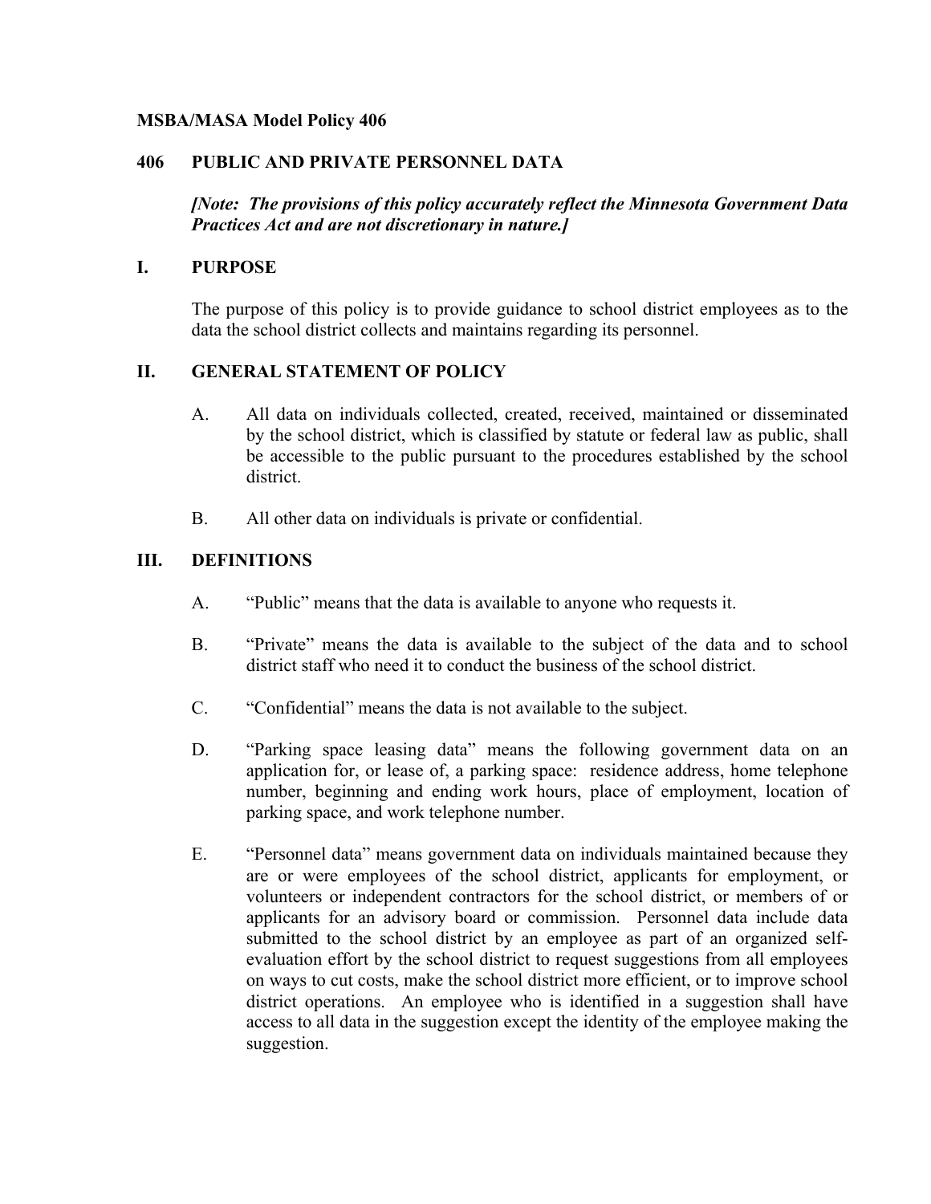**MSBA/MASA Model Policy 406**

## 406 PUBLIC AND PRIVATE PERSONNEL DATA

***[Note: The provisions of this policy accurately reflect the Minnesota Government Data Practices Act and are not discretionary in nature.]***

## I. PURPOSE

The purpose of this policy is to provide guidance to school district employees as to the data the school district collects and maintains regarding its personnel.

## II. GENERAL STATEMENT OF POLICY

A. All data on individuals collected, created, received, maintained or disseminated by the school district, which is classified by statute or federal law as public, shall be accessible to the public pursuant to the procedures established by the school district.

B. All other data on individuals is private or confidential.

## III. DEFINITIONS

A. "Public" means that the data is available to anyone who requests it.

B. "Private" means the data is available to the subject of the data and to school district staff who need it to conduct the business of the school district.

C. "Confidential" means the data is not available to the subject.

D. "Parking space leasing data" means the following government data on an application for, or lease of, a parking space: residence address, home telephone number, beginning and ending work hours, place of employment, location of parking space, and work telephone number.

E. "Personnel data" means government data on individuals maintained because they are or were employees of the school district, applicants for employment, or volunteers or independent contractors for the school district, or members of or applicants for an advisory board or commission. Personnel data include data submitted to the school district by an employee as part of an organized self-evaluation effort by the school district to request suggestions from all employees on ways to cut costs, make the school district more efficient, or to improve school district operations. An employee who is identified in a suggestion shall have access to all data in the suggestion except the identity of the employee making the suggestion.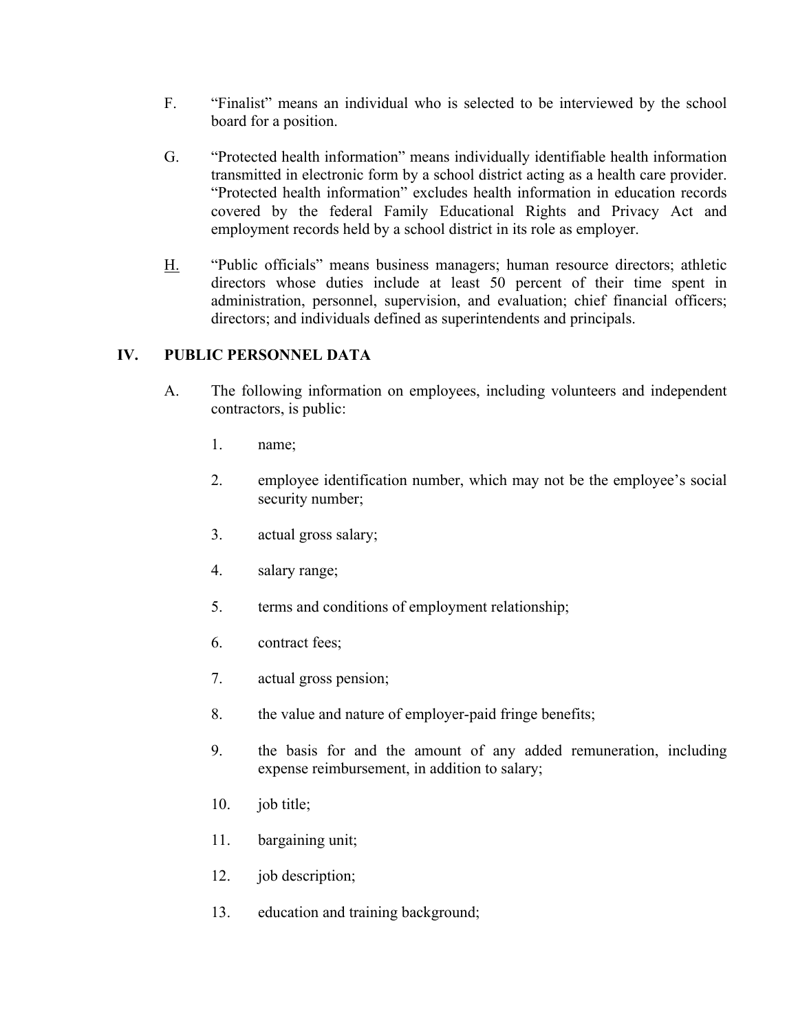F. “Finalist” means an individual who is selected to be interviewed by the school board for a position.

G. “Protected health information” means individually identifiable health information transmitted in electronic form by a school district acting as a health care provider. “Protected health information” excludes health information in education records covered by the federal Family Educational Rights and Privacy Act and employment records held by a school district in its role as employer.

H. “Public officials” means business managers; human resource directors; athletic directors whose duties include at least 50 percent of their time spent in administration, personnel, supervision, and evaluation; chief financial officers; directors; and individuals defined as superintendents and principals.

## IV. PUBLIC PERSONNEL DATA

A. The following information on employees, including volunteers and independent contractors, is public:

1. name;

2. employee identification number, which may not be the employee’s social security number;

3. actual gross salary;

4. salary range;

5. terms and conditions of employment relationship;

6. contract fees;

7. actual gross pension;

8. the value and nature of employer-paid fringe benefits;

9. the basis for and the amount of any added remuneration, including expense reimbursement, in addition to salary;

10. job title;

11. bargaining unit;

12. job description;

13. education and training background;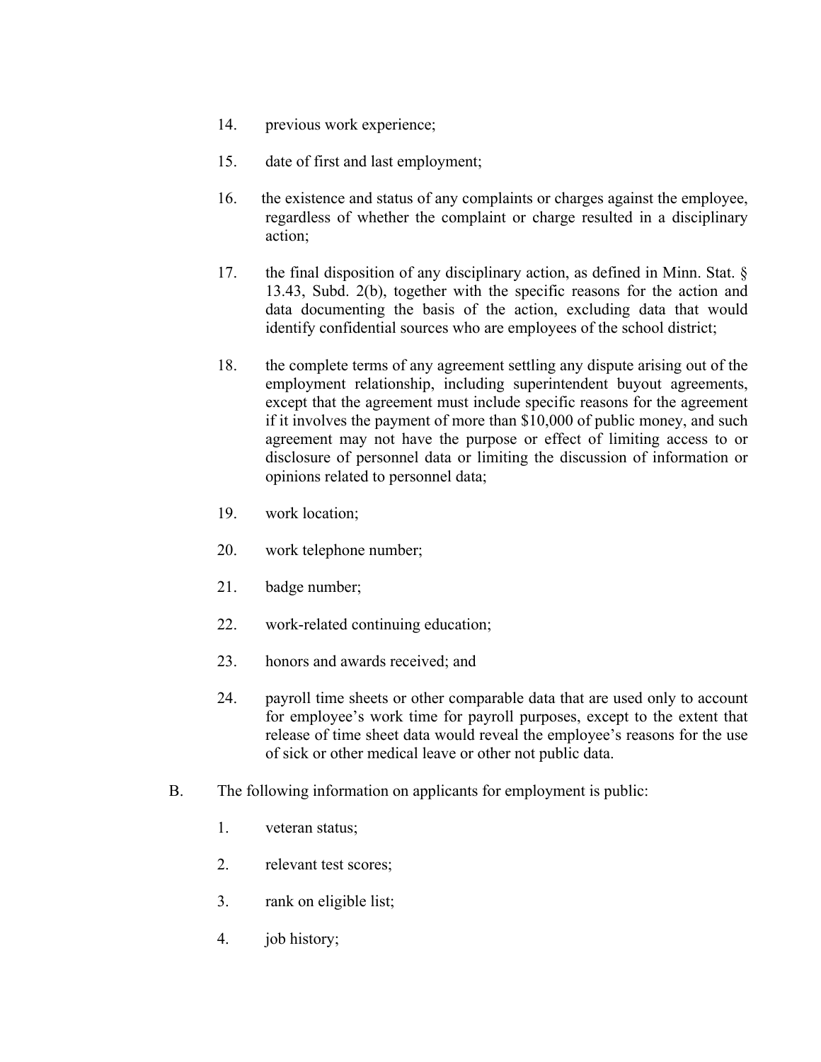14. previous work experience;

15. date of first and last employment;

16. the existence and status of any complaints or charges against the employee, regardless of whether the complaint or charge resulted in a disciplinary action;

17. the final disposition of any disciplinary action, as defined in Minn. Stat. § 13.43, Subd. 2(b), together with the specific reasons for the action and data documenting the basis of the action, excluding data that would identify confidential sources who are employees of the school district;

18. the complete terms of any agreement settling any dispute arising out of the employment relationship, including superintendent buyout agreements, except that the agreement must include specific reasons for the agreement if it involves the payment of more than $10,000 of public money, and such agreement may not have the purpose or effect of limiting access to or disclosure of personnel data or limiting the discussion of information or opinions related to personnel data;

19. work location;

20. work telephone number;

21. badge number;

22. work-related continuing education;

23. honors and awards received; and

24. payroll time sheets or other comparable data that are used only to account for employee's work time for payroll purposes, except to the extent that release of time sheet data would reveal the employee's reasons for the use of sick or other medical leave or other not public data.

B. The following information on applicants for employment is public:

1. veteran status;

2. relevant test scores;

3. rank on eligible list;

4. job history;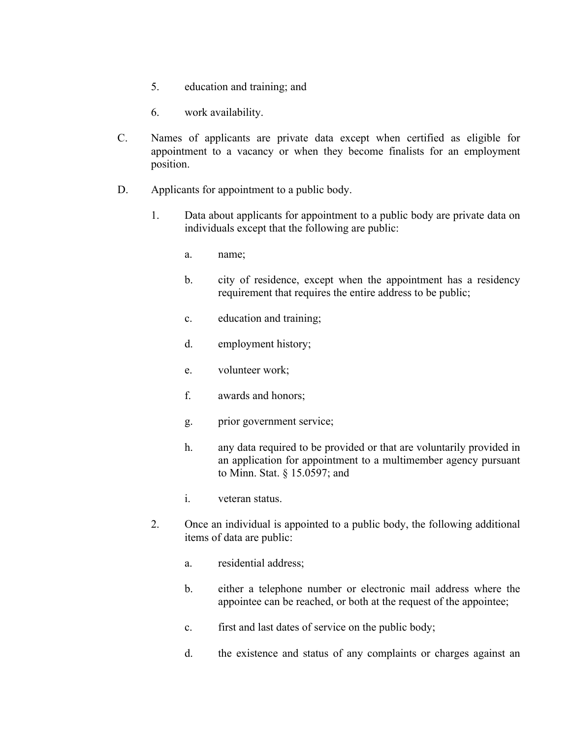5. education and training; and

6. work availability.

C. Names of applicants are private data except when certified as eligible for appointment to a vacancy or when they become finalists for an employment position.

D. Applicants for appointment to a public body.

  1. Data about applicants for appointment to a public body are private data on individuals except that the following are public:

     a. name;

     b. city of residence, except when the appointment has a residency requirement that requires the entire address to be public;

     c. education and training;

     d. employment history;

     e. volunteer work;

     f. awards and honors;

     g. prior government service;

     h. any data required to be provided or that are voluntarily provided in an application for appointment to a multimember agency pursuant to Minn. Stat. § 15.0597; and

     i. veteran status.

  2. Once an individual is appointed to a public body, the following additional items of data are public:

     a. residential address;

     b. either a telephone number or electronic mail address where the appointee can be reached, or both at the request of the appointee;

     c. first and last dates of service on the public body;

     d. the existence and status of any complaints or charges against an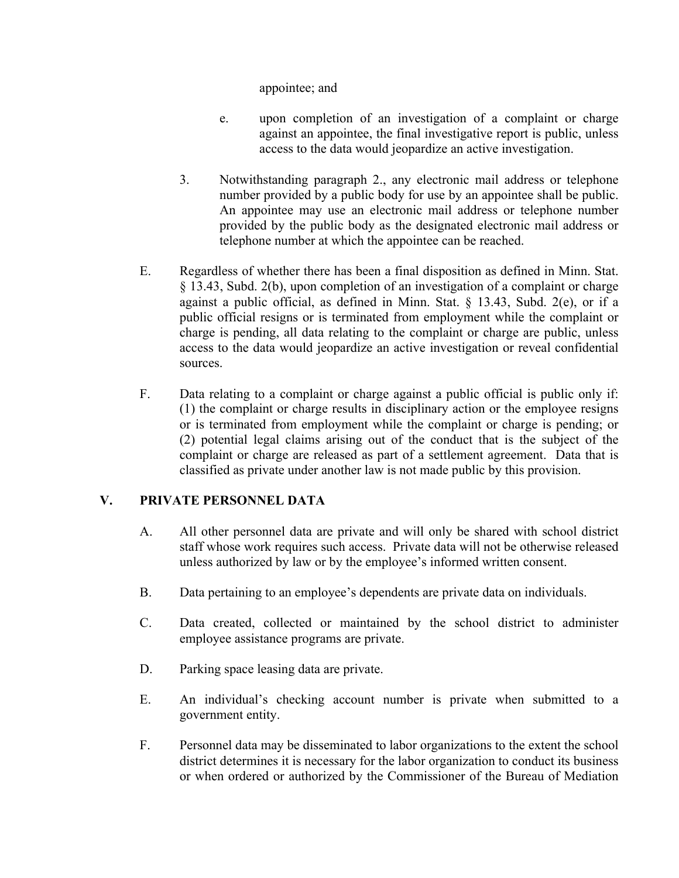appointee; and

e. upon completion of an investigation of a complaint or charge against an appointee, the final investigative report is public, unless access to the data would jeopardize an active investigation.

3. Notwithstanding paragraph 2., any electronic mail address or telephone number provided by a public body for use by an appointee shall be public. An appointee may use an electronic mail address or telephone number provided by the public body as the designated electronic mail address or telephone number at which the appointee can be reached.

E. Regardless of whether there has been a final disposition as defined in Minn. Stat. § 13.43, Subd. 2(b), upon completion of an investigation of a complaint or charge against a public official, as defined in Minn. Stat. § 13.43, Subd. 2(e), or if a public official resigns or is terminated from employment while the complaint or charge is pending, all data relating to the complaint or charge are public, unless access to the data would jeopardize an active investigation or reveal confidential sources.

F. Data relating to a complaint or charge against a public official is public only if: (1) the complaint or charge results in disciplinary action or the employee resigns or is terminated from employment while the complaint or charge is pending; or (2) potential legal claims arising out of the conduct that is the subject of the complaint or charge are released as part of a settlement agreement. Data that is classified as private under another law is not made public by this provision.

## V. PRIVATE PERSONNEL DATA

A. All other personnel data are private and will only be shared with school district staff whose work requires such access. Private data will not be otherwise released unless authorized by law or by the employee's informed written consent.

B. Data pertaining to an employee's dependents are private data on individuals.

C. Data created, collected or maintained by the school district to administer employee assistance programs are private.

D. Parking space leasing data are private.

E. An individual's checking account number is private when submitted to a government entity.

F. Personnel data may be disseminated to labor organizations to the extent the school district determines it is necessary for the labor organization to conduct its business or when ordered or authorized by the Commissioner of the Bureau of Mediation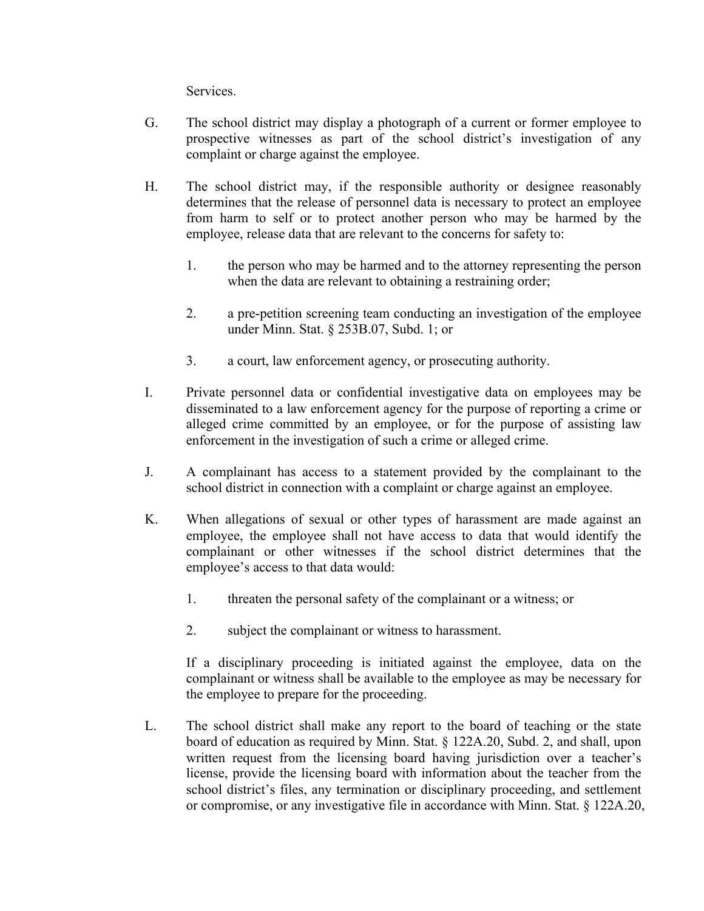Services.

G. The school district may display a photograph of a current or former employee to prospective witnesses as part of the school district's investigation of any complaint or charge against the employee.

H. The school district may, if the responsible authority or designee reasonably determines that the release of personnel data is necessary to protect an employee from harm to self or to protect another person who may be harmed by the employee, release data that are relevant to the concerns for safety to:

   1. the person who may be harmed and to the attorney representing the person when the data are relevant to obtaining a restraining order;

   2. a pre-petition screening team conducting an investigation of the employee under Minn. Stat. § 253B.07, Subd. 1; or

   3. a court, law enforcement agency, or prosecuting authority.

I. Private personnel data or confidential investigative data on employees may be disseminated to a law enforcement agency for the purpose of reporting a crime or alleged crime committed by an employee, or for the purpose of assisting law enforcement in the investigation of such a crime or alleged crime.

J. A complainant has access to a statement provided by the complainant to the school district in connection with a complaint or charge against an employee.

K. When allegations of sexual or other types of harassment are made against an employee, the employee shall not have access to data that would identify the complainant or other witnesses if the school district determines that the employee's access to that data would:

   1. threaten the personal safety of the complainant or a witness; or

   2. subject the complainant or witness to harassment.

   If a disciplinary proceeding is initiated against the employee, data on the complainant or witness shall be available to the employee as may be necessary for the employee to prepare for the proceeding.

L. The school district shall make any report to the board of teaching or the state board of education as required by Minn. Stat. § 122A.20, Subd. 2, and shall, upon written request from the licensing board having jurisdiction over a teacher's license, provide the licensing board with information about the teacher from the school district's files, any termination or disciplinary proceeding, and settlement or compromise, or any investigative file in accordance with Minn. Stat. § 122A.20,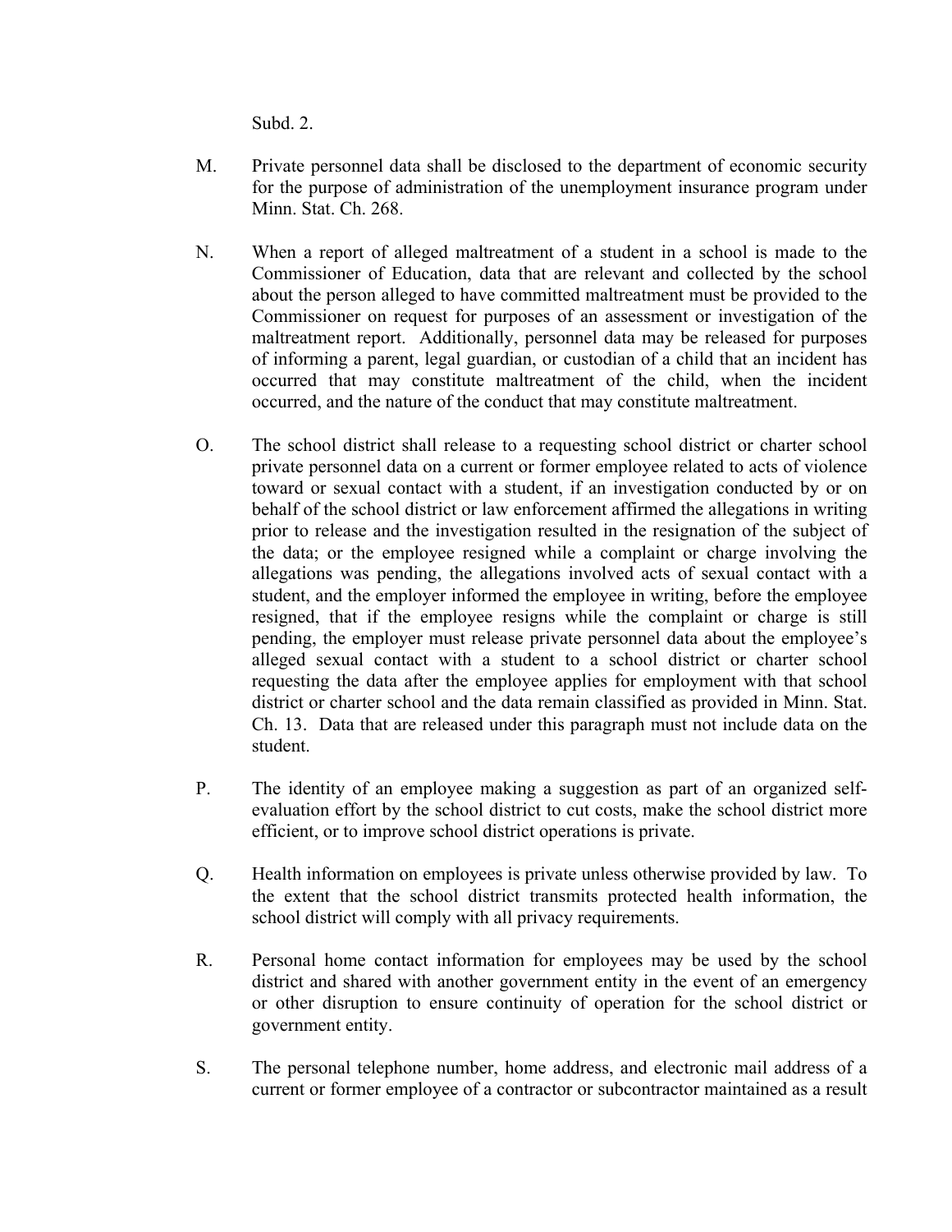Subd. 2.

M. Private personnel data shall be disclosed to the department of economic security for the purpose of administration of the unemployment insurance program under Minn. Stat. Ch. 268.

N. When a report of alleged maltreatment of a student in a school is made to the Commissioner of Education, data that are relevant and collected by the school about the person alleged to have committed maltreatment must be provided to the Commissioner on request for purposes of an assessment or investigation of the maltreatment report. Additionally, personnel data may be released for purposes of informing a parent, legal guardian, or custodian of a child that an incident has occurred that may constitute maltreatment of the child, when the incident occurred, and the nature of the conduct that may constitute maltreatment.

O. The school district shall release to a requesting school district or charter school private personnel data on a current or former employee related to acts of violence toward or sexual contact with a student, if an investigation conducted by or on behalf of the school district or law enforcement affirmed the allegations in writing prior to release and the investigation resulted in the resignation of the subject of the data; or the employee resigned while a complaint or charge involving the allegations was pending, the allegations involved acts of sexual contact with a student, and the employer informed the employee in writing, before the employee resigned, that if the employee resigns while the complaint or charge is still pending, the employer must release private personnel data about the employee's alleged sexual contact with a student to a school district or charter school requesting the data after the employee applies for employment with that school district or charter school and the data remain classified as provided in Minn. Stat. Ch. 13. Data that are released under this paragraph must not include data on the student.

P. The identity of an employee making a suggestion as part of an organized self-evaluation effort by the school district to cut costs, make the school district more efficient, or to improve school district operations is private.

Q. Health information on employees is private unless otherwise provided by law. To the extent that the school district transmits protected health information, the school district will comply with all privacy requirements.

R. Personal home contact information for employees may be used by the school district and shared with another government entity in the event of an emergency or other disruption to ensure continuity of operation for the school district or government entity.

S. The personal telephone number, home address, and electronic mail address of a current or former employee of a contractor or subcontractor maintained as a result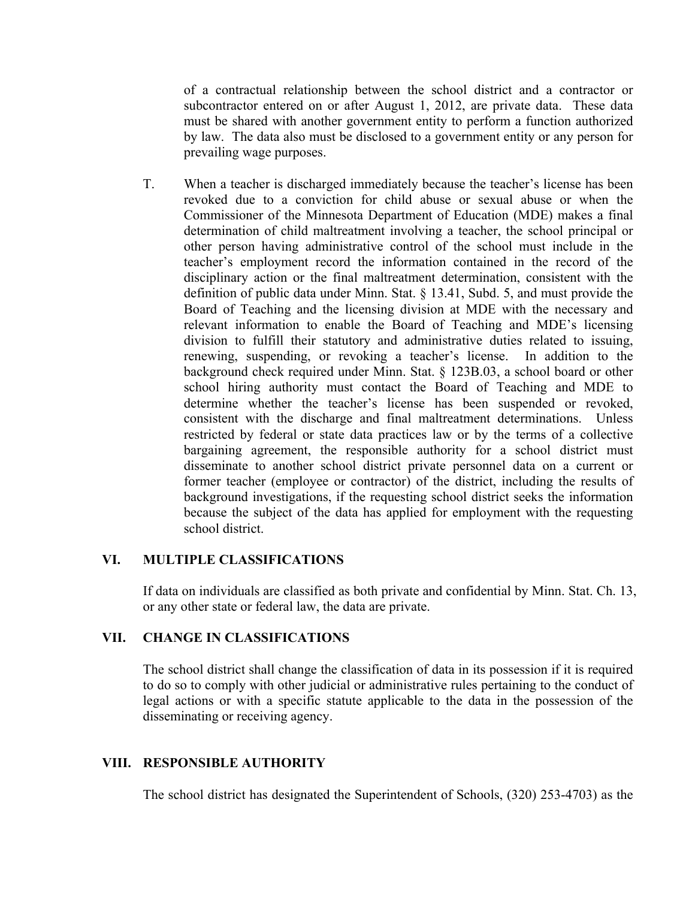of a contractual relationship between the school district and a contractor or subcontractor entered on or after August 1, 2012, are private data. These data must be shared with another government entity to perform a function authorized by law. The data also must be disclosed to a government entity or any person for prevailing wage purposes.

T. When a teacher is discharged immediately because the teacher's license has been revoked due to a conviction for child abuse or sexual abuse or when the Commissioner of the Minnesota Department of Education (MDE) makes a final determination of child maltreatment involving a teacher, the school principal or other person having administrative control of the school must include in the teacher's employment record the information contained in the record of the disciplinary action or the final maltreatment determination, consistent with the definition of public data under Minn. Stat. § 13.41, Subd. 5, and must provide the Board of Teaching and the licensing division at MDE with the necessary and relevant information to enable the Board of Teaching and MDE's licensing division to fulfill their statutory and administrative duties related to issuing, renewing, suspending, or revoking a teacher's license. In addition to the background check required under Minn. Stat. § 123B.03, a school board or other school hiring authority must contact the Board of Teaching and MDE to determine whether the teacher's license has been suspended or revoked, consistent with the discharge and final maltreatment determinations. Unless restricted by federal or state data practices law or by the terms of a collective bargaining agreement, the responsible authority for a school district must disseminate to another school district private personnel data on a current or former teacher (employee or contractor) of the district, including the results of background investigations, if the requesting school district seeks the information because the subject of the data has applied for employment with the requesting school district.

## VI. MULTIPLE CLASSIFICATIONS

If data on individuals are classified as both private and confidential by Minn. Stat. Ch. 13, or any other state or federal law, the data are private.

## VII. CHANGE IN CLASSIFICATIONS

The school district shall change the classification of data in its possession if it is required to do so to comply with other judicial or administrative rules pertaining to the conduct of legal actions or with a specific statute applicable to the data in the possession of the disseminating or receiving agency.

## VIII. RESPONSIBLE AUTHORITY

The school district has designated the Superintendent of Schools, (320) 253-4703) as the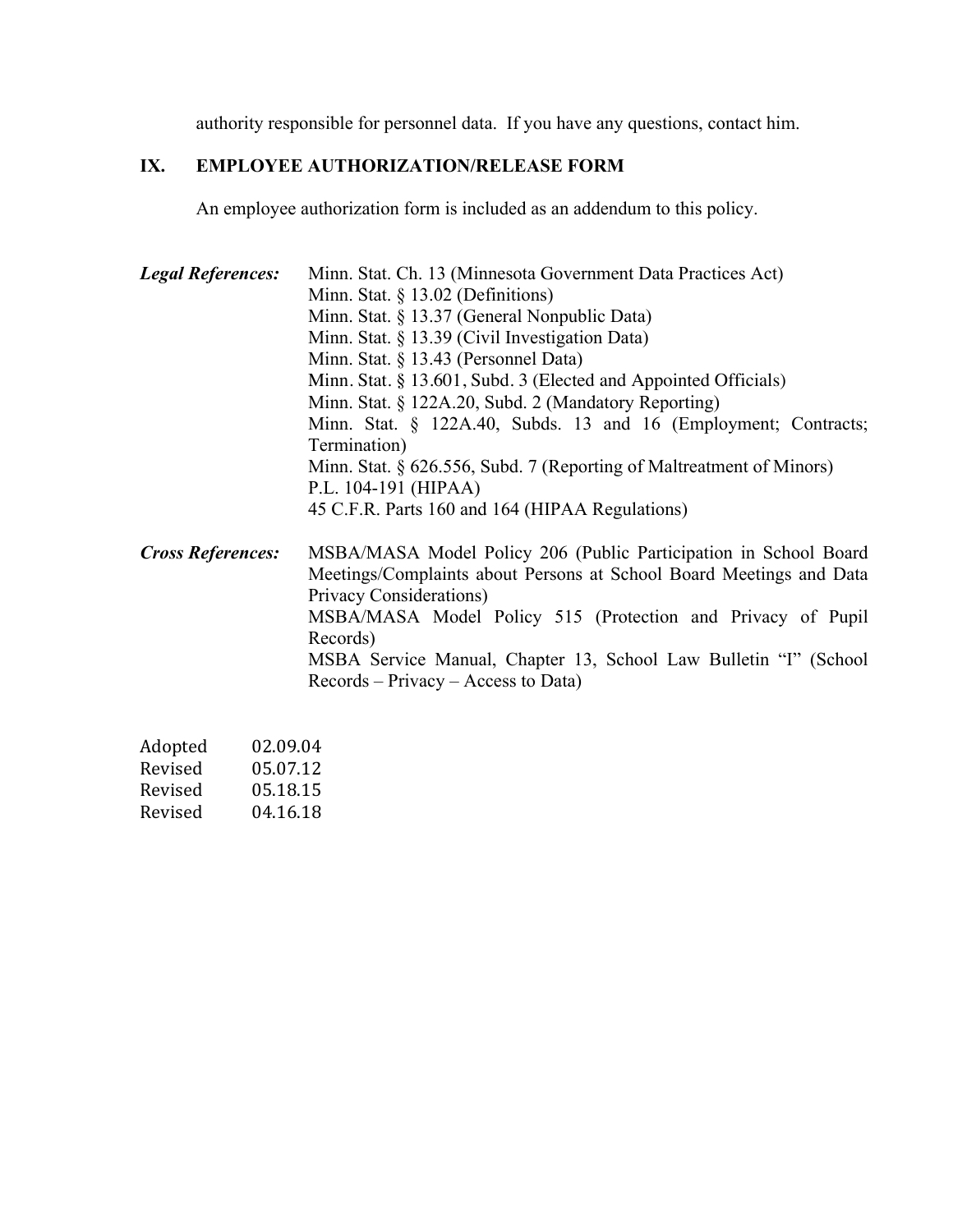authority responsible for personnel data. If you have any questions, contact him.

## IX. EMPLOYEE AUTHORIZATION/RELEASE FORM

An employee authorization form is included as an addendum to this policy.

***Legal References:***
Minn. Stat. Ch. 13 (Minnesota Government Data Practices Act)
Minn. Stat. § 13.02 (Definitions)
Minn. Stat. § 13.37 (General Nonpublic Data)
Minn. Stat. § 13.39 (Civil Investigation Data)
Minn. Stat. § 13.43 (Personnel Data)
Minn. Stat. § 13.601, Subd. 3 (Elected and Appointed Officials)
Minn. Stat. § 122A.20, Subd. 2 (Mandatory Reporting)
Minn. Stat. § 122A.40, Subds. 13 and 16 (Employment; Contracts; Termination)
Minn. Stat. § 626.556, Subd. 7 (Reporting of Maltreatment of Minors)
P.L. 104-191 (HIPAA)
45 C.F.R. Parts 160 and 164 (HIPAA Regulations)

***Cross References:***
MSBA/MASA Model Policy 206 (Public Participation in School Board Meetings/Complaints about Persons at School Board Meetings and Data Privacy Considerations)
MSBA/MASA Model Policy 515 (Protection and Privacy of Pupil Records)
MSBA Service Manual, Chapter 13, School Law Bulletin "I" (School Records – Privacy – Access to Data)

| | |
|---|---|
| Adopted | 02.09.04 |
| Revised | 05.07.12 |
| Revised | 05.18.15 |
| Revised | 04.16.18 |